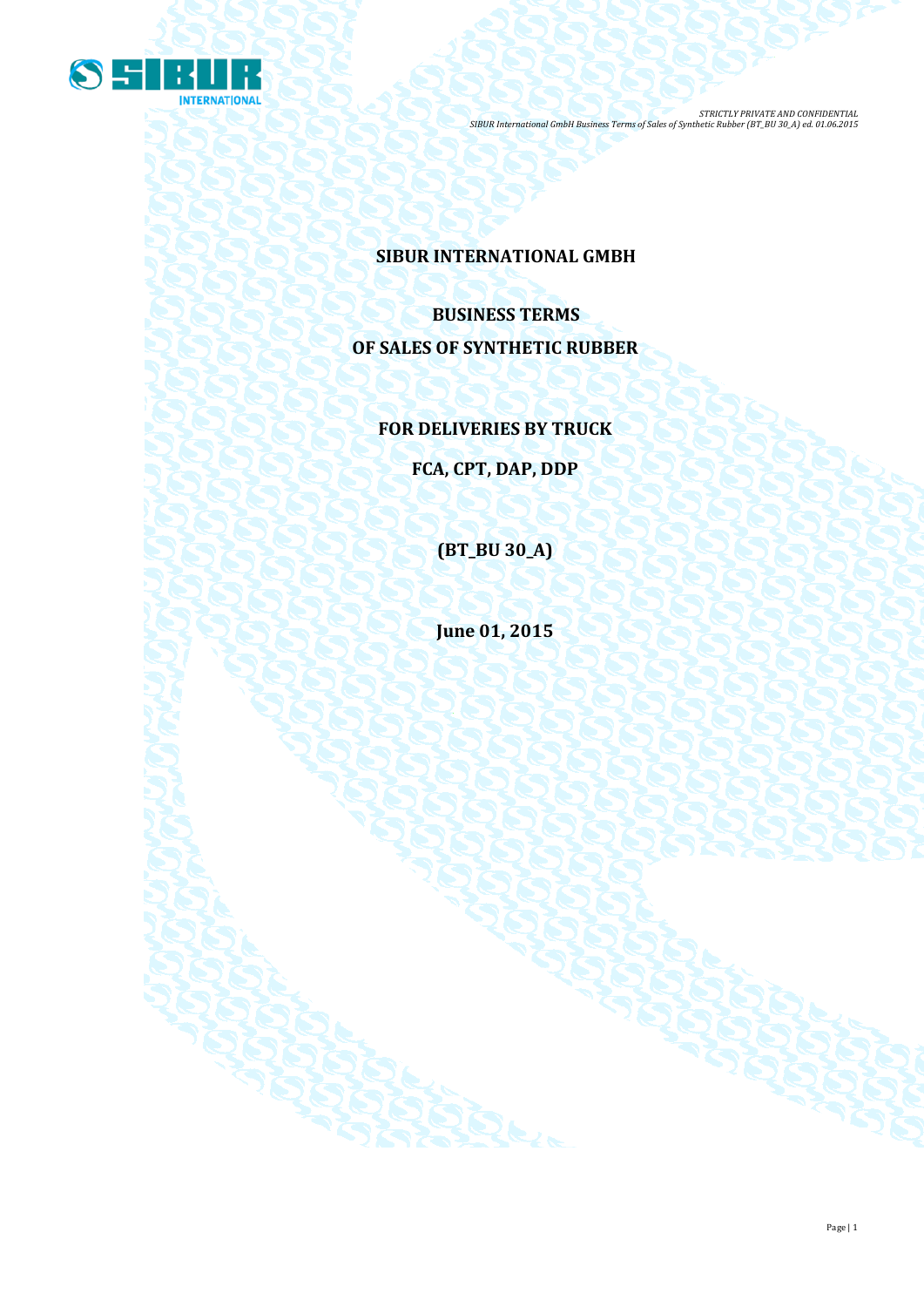# SIBUR INTERNATIONAL GMBH

## BUSINESS TERMS
## OF SALES OF SYNTHETIC RUBBER

## FOR DELIVERIES BY TRUCK

## FCA, CPT, DAP, DDP

## (BT_BU 30_A)

## June 01, 2015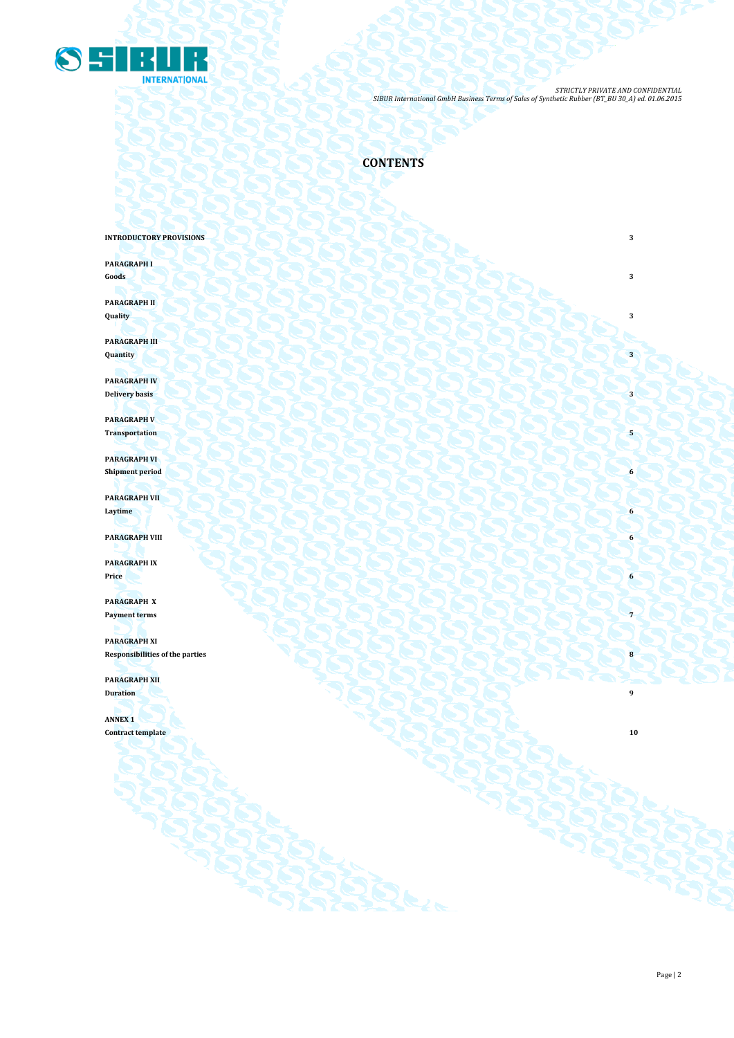# CONTENTS

| | |
|---|---|
| **INTRODUCTORY PROVISIONS** | **3** |
| **PARAGRAPH I**<br>**Goods** | **3** |
| **PARAGRAPH II**<br>**Quality** | **3** |
| **PARAGRAPH III**<br>**Quantity** | **3** |
| **PARAGRAPH IV**<br>**Delivery basis** | **3** |
| **PARAGRAPH V**<br>**Transportation** | **5** |
| **PARAGRAPH VI**<br>**Shipment period** | **6** |
| **PARAGRAPH VII**<br>**Laytime** | **6** |
| **PARAGRAPH VIII** | **6** |
| **PARAGRAPH IX**<br>**Price** | **6** |
| **PARAGRAPH X**<br>**Payment terms** | **7** |
| **PARAGRAPH XI**<br>**Responsibilities of the parties** | **8** |
| **PARAGRAPH XII**<br>**Duration** | **9** |
| **ANNEX 1**<br>**Contract template** | **10** |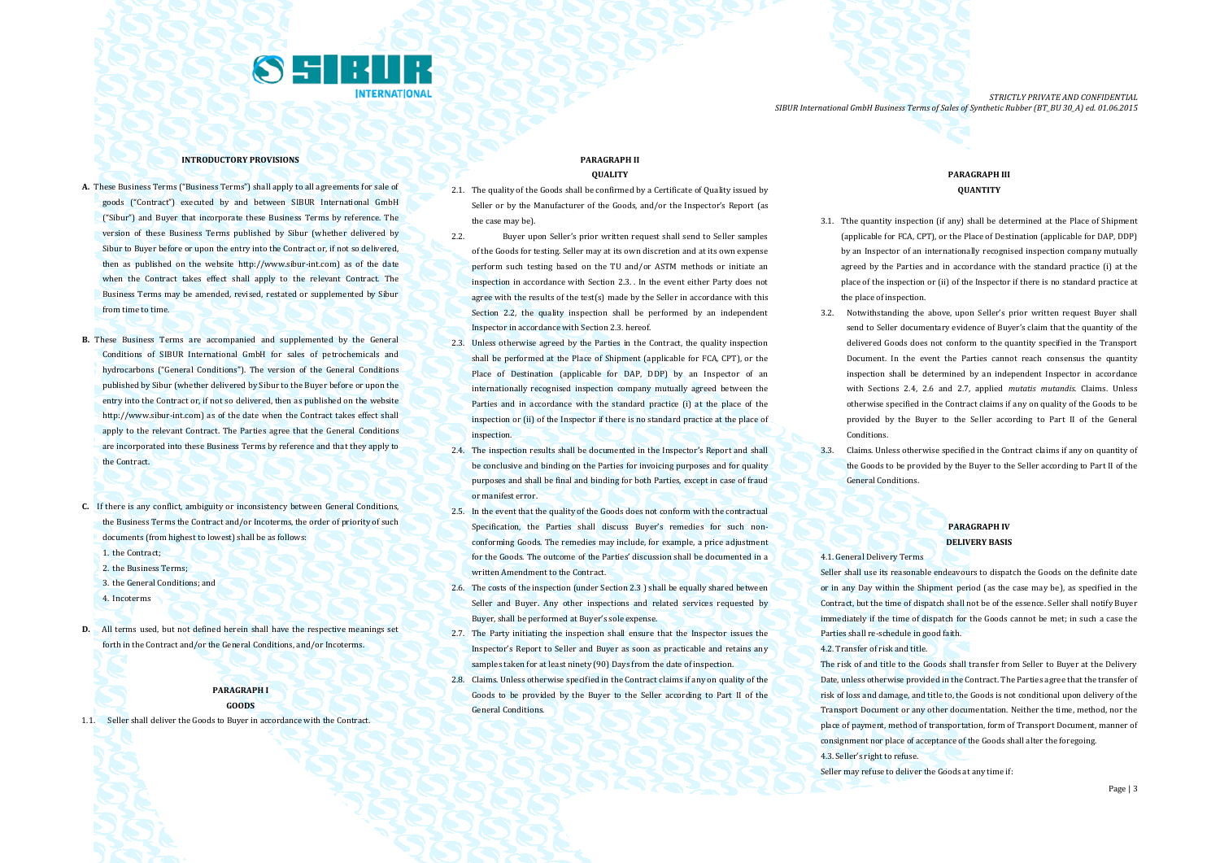### INTRODUCTORY PROVISIONS

**A.** These Business Terms ("Business Terms") shall apply to all agreements for sale of goods ("Contract") executed by and between SIBUR International GmbH ("Sibur") and Buyer that incorporate these Business Terms by reference. The version of these Business Terms published by Sibur (whether delivered by Sibur to Buyer before or upon the entry into the Contract or, if not so delivered, then as published on the website http://www.sibur-int.com) as of the date when the Contract takes effect shall apply to the relevant Contract. The Business Terms may be amended, revised, restated or supplemented by Sibur from time to time.

**B.** These Business Terms are accompanied and supplemented by the General Conditions of SIBUR International GmbH for sales of petrochemicals and hydrocarbons ("General Conditions"). The version of the General Conditions published by Sibur (whether delivered by Sibur to the Buyer before or upon the entry into the Contract or, if not so delivered, then as published on the website http://www.sibur-int.com) as of the date when the Contract takes effect shall apply to the relevant Contract. The Parties agree that the General Conditions are incorporated into these Business Terms by reference and that they apply to the Contract.

**C.** If there is any conflict, ambiguity or inconsistency between General Conditions, the Business Terms the Contract and/or Incoterms, the order of priority of such documents (from highest to lowest) shall be as follows:

1. the Contract;
2. the Business Terms;
3. the General Conditions; and
4. Incoterms

**D.** All terms used, but not defined herein shall have the respective meanings set forth in the Contract and/or the General Conditions, and/or Incoterms.

### PARAGRAPH I
### GOODS

1.1. Seller shall deliver the Goods to Buyer in accordance with the Contract.

### PARAGRAPH II
### QUALITY

2.1. The quality of the Goods shall be confirmed by a Certificate of Quality issued by Seller or by the Manufacturer of the Goods, and/or the Inspector's Report (as the case may be).

2.2. Buyer upon Seller's prior written request shall send to Seller samples of the Goods for testing. Seller may at its own discretion and at its own expense perform such testing based on the TU and/or ASTM methods or initiate an inspection in accordance with Section 2.3. . In the event either Party does not agree with the results of the test(s) made by the Seller in accordance with this Section 2.2, the quality inspection shall be performed by an independent Inspector in accordance with Section 2.3. hereof.

2.3. Unless otherwise agreed by the Parties in the Contract, the quality inspection shall be performed at the Place of Shipment (applicable for FCA, CPT), or the Place of Destination (applicable for DAP, DDP) by an Inspector of an internationally recognised inspection company mutually agreed between the Parties and in accordance with the standard practice (i) at the place of the inspection or (ii) of the Inspector if there is no standard practice at the place of inspection.

2.4. The inspection results shall be documented in the Inspector's Report and shall be conclusive and binding on the Parties for invoicing purposes and for quality purposes and shall be final and binding for both Parties, except in case of fraud or manifest error.

2.5. In the event that the quality of the Goods does not conform with the contractual Specification, the Parties shall discuss Buyer's remedies for such non-conforming Goods. The remedies may include, for example, a price adjustment for the Goods. The outcome of the Parties' discussion shall be documented in a written Amendment to the Contract.

2.6. The costs of the inspection (under Section 2.3 ) shall be equally shared between Seller and Buyer. Any other inspections and related services requested by Buyer, shall be performed at Buyer's sole expense.

2.7. The Party initiating the inspection shall ensure that the Inspector issues the Inspector's Report to Seller and Buyer as soon as practicable and retains any samples taken for at least ninety (90) Days from the date of inspection.

2.8. Claims. Unless otherwise specified in the Contract claims if any on quality of the Goods to be provided by the Buyer to the Seller according to Part II of the General Conditions.

### PARAGRAPH III
### QUANTITY

3.1. Tthe quantity inspection (if any) shall be determined at the Place of Shipment (applicable for FCA, CPT), or the Place of Destination (applicable for DAP, DDP) by an Inspector of an internationally recognised inspection company mutually agreed by the Parties and in accordance with the standard practice (i) at the place of the inspection or (ii) of the Inspector if there is no standard practice at the place of inspection.

3.2. Notwithstanding the above, upon Seller's prior written request Buyer shall send to Seller documentary evidence of Buyer's claim that the quantity of the delivered Goods does not conform to the quantity specified in the Transport Document. In the event the Parties cannot reach consensus the quantity inspection shall be determined by an independent Inspector in accordance with Sections 2.4, 2.6 and 2.7, applied *mutatis mutandis*. Claims. Unless otherwise specified in the Contract claims if any on quality of the Goods to be provided by the Buyer to the Seller according to Part II of the General Conditions.

3.3. Claims. Unless otherwise specified in the Contract claims if any on quantity of the Goods to be provided by the Buyer to the Seller according to Part II of the General Conditions.

### PARAGRAPH IV
### DELIVERY BASIS

4.1. General Delivery Terms

Seller shall use its reasonable endeavours to dispatch the Goods on the definite date or in any Day within the Shipment period (as the case may be), as specified in the Contract, but the time of dispatch shall not be of the essence. Seller shall notify Buyer immediately if the time of dispatch for the Goods cannot be met; in such a case the Parties shall re-schedule in good faith.

4.2. Transfer of risk and title.

The risk of and title to the Goods shall transfer from Seller to Buyer at the Delivery Date, unless otherwise provided in the Contract. The Parties agree that the transfer of risk of loss and damage, and title to, the Goods is not conditional upon delivery of the Transport Document or any other documentation. Neither the time, method, nor the place of payment, method of transportation, form of Transport Document, manner of consignment nor place of acceptance of the Goods shall alter the foregoing.

4.3. Seller's right to refuse.

Seller may refuse to deliver the Goods at any time if: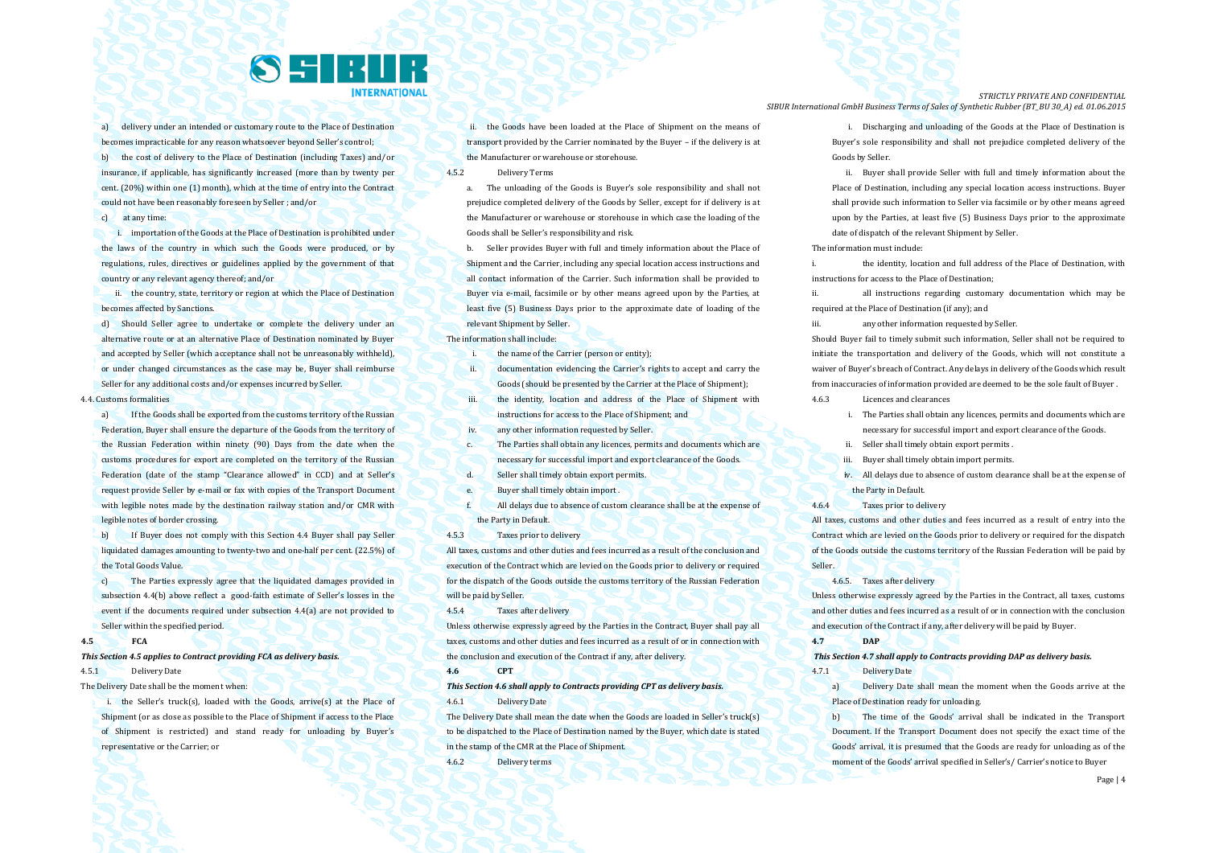a) delivery under an intended or customary route to the Place of Destination becomes impracticable for any reason whatsoever beyond Seller's control;

b) the cost of delivery to the Place of Destination (including Taxes) and/or insurance, if applicable, has significantly increased (more than by twenty per cent. (20%) within one (1) month), which at the time of entry into the Contract could not have been reasonably foreseen by Seller ; and/or

c) at any time:

i. importation of the Goods at the Place of Destination is prohibited under the laws of the country in which such the Goods were produced, or by regulations, rules, directives or guidelines applied by the government of that country or any relevant agency thereof; and/or

ii. the country, state, territory or region at which the Place of Destination becomes affected by Sanctions.

d) Should Seller agree to undertake or complete the delivery under an alternative route or at an alternative Place of Destination nominated by Buyer and accepted by Seller (which acceptance shall not be unreasonably withheld), or under changed circumstances as the case may be, Buyer shall reimburse Seller for any additional costs and/or expenses incurred by Seller.

4.4. Customs formalities

a) If the Goods shall be exported from the customs territory of the Russian Federation, Buyer shall ensure the departure of the Goods from the territory of the Russian Federation within ninety (90) Days from the date when the customs procedures for export are completed on the territory of the Russian Federation (date of the stamp "Clearance allowed" in CCD) and at Seller's request provide Seller by e-mail or fax with copies of the Transport Document with legible notes made by the destination railway station and/or CMR with legible notes of border crossing.

b) If Buyer does not comply with this Section 4.4 Buyer shall pay Seller liquidated damages amounting to twenty-two and one-half per cent. (22.5%) of the Total Goods Value.

c) The Parties expressly agree that the liquidated damages provided in subsection 4.4(b) above reflect a good-faith estimate of Seller's losses in the event if the documents required under subsection 4.4(a) are not provided to Seller within the specified period.

**4.5 FCA**

***This Section 4.5 applies to Contract providing FCA as delivery basis.***

4.5.1 Delivery Date

The Delivery Date shall be the moment when:

i. the Seller's truck(s), loaded with the Goods, arrive(s) at the Place of Shipment (or as close as possible to the Place of Shipment if access to the Place of Shipment is restricted) and stand ready for unloading by Buyer's representative or the Carrier; or

ii. the Goods have been loaded at the Place of Shipment on the means of transport provided by the Carrier nominated by the Buyer – if the delivery is at the Manufacturer or warehouse or storehouse.

4.5.2 Delivery Terms

a. The unloading of the Goods is Buyer's sole responsibility and shall not prejudice completed delivery of the Goods by Seller, except for if delivery is at the Manufacturer or warehouse or storehouse in which case the loading of the Goods shall be Seller's responsibility and risk.

b. Seller provides Buyer with full and timely information about the Place of Shipment and the Carrier, including any special location access instructions and all contact information of the Carrier. Such information shall be provided to Buyer via e-mail, facsimile or by other means agreed upon by the Parties, at least five (5) Business Days prior to the approximate date of loading of the relevant Shipment by Seller.

The information shall include:

i. the name of the Carrier (person or entity);
ii. documentation evidencing the Carrier's rights to accept and carry the Goods (should be presented by the Carrier at the Place of Shipment);
iii. the identity, location and address of the Place of Shipment with instructions for access to the Place of Shipment; and
iv. any other information requested by Seller.

c. The Parties shall obtain any licences, permits and documents which are necessary for successful import and export clearance of the Goods.

d. Seller shall timely obtain export permits.

e. Buyer shall timely obtain import .

f. All delays due to absence of custom clearance shall be at the expense of the Party in Default.

4.5.3 Taxes prior to delivery

All taxes, customs and other duties and fees incurred as a result of the conclusion and execution of the Contract which are levied on the Goods prior to delivery or required for the dispatch of the Goods outside the customs territory of the Russian Federation will be paid by Seller.

4.5.4 Taxes after delivery

Unless otherwise expressly agreed by the Parties in the Contract, Buyer shall pay all taxes, customs and other duties and fees incurred as a result of or in connection with the conclusion and execution of the Contract if any, after delivery.

**4.6 CPT**

***This Section 4.6 shall apply to Contracts providing CPT as delivery basis.***

4.6.1 Delivery Date

The Delivery Date shall mean the date when the Goods are loaded in Seller's truck(s) to be dispatched to the Place of Destination named by the Buyer, which date is stated in the stamp of the CMR at the Place of Shipment.

4.6.2 Delivery terms

i. Discharging and unloading of the Goods at the Place of Destination is Buyer's sole responsibility and shall not prejudice completed delivery of the Goods by Seller.

ii. Buyer shall provide Seller with full and timely information about the Place of Destination, including any special location access instructions. Buyer shall provide such information to Seller via facsimile or by other means agreed upon by the Parties, at least five (5) Business Days prior to the approximate date of dispatch of the relevant Shipment by Seller.

The information must include:

i. the identity, location and full address of the Place of Destination, with instructions for access to the Place of Destination;
ii. all instructions regarding customary documentation which may be required at the Place of Destination (if any); and
iii. any other information requested by Seller.

Should Buyer fail to timely submit such information, Seller shall not be required to initiate the transportation and delivery of the Goods, which will not constitute a waiver of Buyer's breach of Contract. Any delays in delivery of the Goods which result from inaccuracies of information provided are deemed to be the sole fault of Buyer .

4.6.3 Licences and clearances

i. The Parties shall obtain any licences, permits and documents which are necessary for successful import and export clearance of the Goods.
ii. Seller shall timely obtain export permits .
iii. Buyer shall timely obtain import permits.
iv. All delays due to absence of custom clearance shall be at the expense of the Party in Default.

4.6.4 Taxes prior to delivery

All taxes, customs and other duties and fees incurred as a result of entry into the Contract which are levied on the Goods prior to delivery or required for the dispatch of the Goods outside the customs territory of the Russian Federation will be paid by Seller.

4.6.5. Taxes after delivery

Unless otherwise expressly agreed by the Parties in the Contract, all taxes, customs and other duties and fees incurred as a result of or in connection with the conclusion and execution of the Contract if any, after delivery will be paid by Buyer.

**4.7 DAP**

***This Section 4.7 shall apply to Contracts providing DAP as delivery basis.***

4.7.1 Delivery Date

a) Delivery Date shall mean the moment when the Goods arrive at the Place of Destination ready for unloading.

b) The time of the Goods' arrival shall be indicated in the Transport Document. If the Transport Document does not specify the exact time of the Goods' arrival, it is presumed that the Goods are ready for unloading as of the moment of the Goods' arrival specified in Seller's/ Carrier's notice to Buyer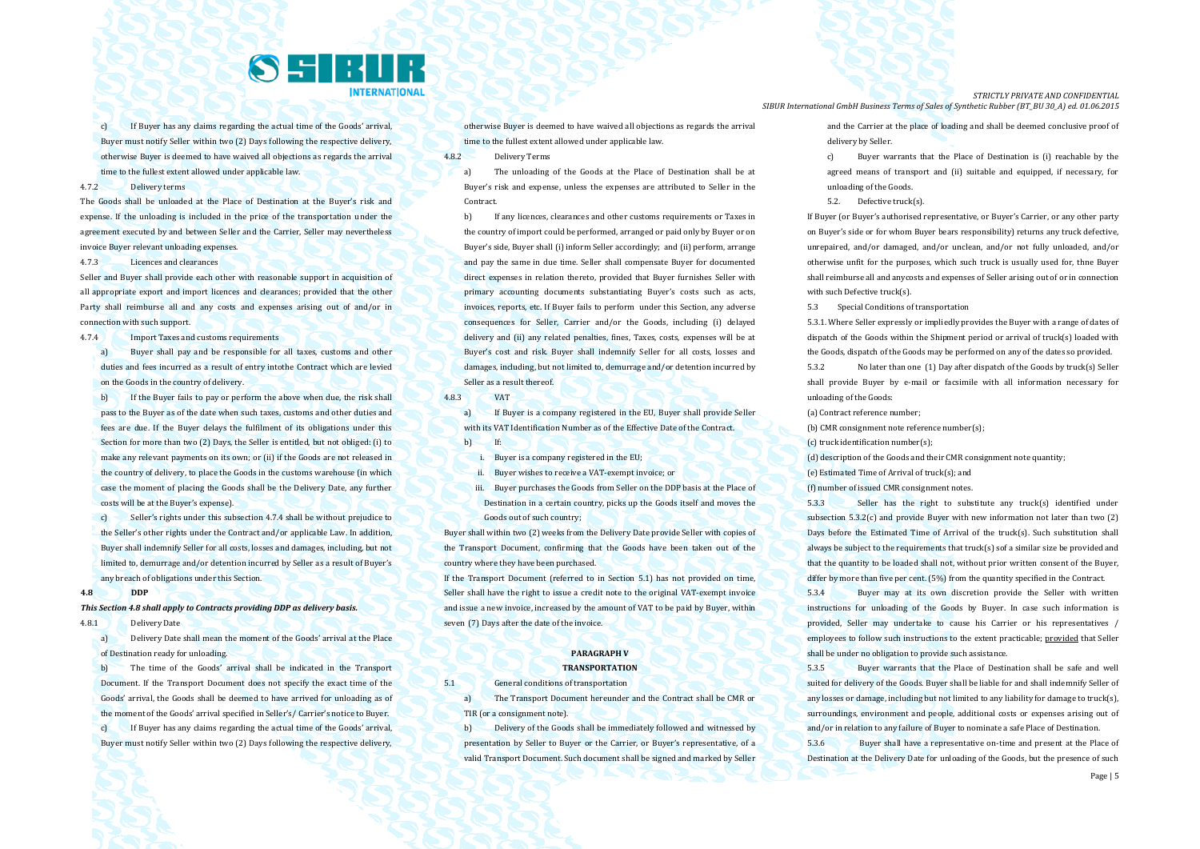c) If Buyer has any claims regarding the actual time of the Goods' arrival, Buyer must notify Seller within two (2) Days following the respective delivery, otherwise Buyer is deemed to have waived all objections as regards the arrival time to the fullest extent allowed under applicable law.

4.7.2 Delivery terms

The Goods shall be unloaded at the Place of Destination at the Buyer's risk and expense. If the unloading is included in the price of the transportation under the agreement executed by and between Seller and the Carrier, Seller may nevertheless invoice Buyer relevant unloading expenses.

4.7.3 Licences and clearances

Seller and Buyer shall provide each other with reasonable support in acquisition of all appropriate export and import licences and clearances; provided that the other Party shall reimburse all and any costs and expenses arising out of and/or in connection with such support.

4.7.4 Import Taxes and customs requirements

a) Buyer shall pay and be responsible for all taxes, customs and other duties and fees incurred as a result of entry intothe Contract which are levied on the Goods in the country of delivery.

b) If the Buyer fails to pay or perform the above when due, the risk shall pass to the Buyer as of the date when such taxes, customs and other duties and fees are due. If the Buyer delays the fulfilment of its obligations under this Section for more than two (2) Days, the Seller is entitled, but not obliged: (i) to make any relevant payments on its own; or (ii) if the Goods are not released in the country of delivery, to place the Goods in the customs warehouse (in which case the moment of placing the Goods shall be the Delivery Date, any further costs will be at the Buyer's expense).

c) Seller's rights under this subsection 4.7.4 shall be without prejudice to the Seller's other rights under the Contract and/or applicable Law. In addition, Buyer shall indemnify Seller for all costs, losses and damages, including, but not limited to, demurrage and/or detention incurred by Seller as a result of Buyer's any breach of obligations under this Section.

**4.8 DDP**

***This Section 4.8 shall apply to Contracts providing DDP as delivery basis.***

4.8.1 Delivery Date

a) Delivery Date shall mean the moment of the Goods' arrival at the Place of Destination ready for unloading.

b) The time of the Goods' arrival shall be indicated in the Transport Document. If the Transport Document does not specify the exact time of the Goods' arrival, the Goods shall be deemed to have arrived for unloading as of the moment of the Goods' arrival specified in Seller's/ Carrier's notice to Buyer.

c) If Buyer has any claims regarding the actual time of the Goods' arrival, Buyer must notify Seller within two (2) Days following the respective delivery, otherwise Buyer is deemed to have waived all objections as regards the arrival time to the fullest extent allowed under applicable law.

4.8.2 Delivery Terms

a) The unloading of the Goods at the Place of Destination shall be at Buyer's risk and expense, unless the expenses are attributed to Seller in the Contract.

b) If any licences, clearances and other customs requirements or Taxes in the country of import could be performed, arranged or paid only by Buyer or on Buyer's side, Buyer shall (i) inform Seller accordingly; and (ii) perform, arrange and pay the same in due time. Seller shall compensate Buyer for documented direct expenses in relation thereto, provided that Buyer furnishes Seller with primary accounting documents substantiating Buyer's costs such as acts, invoices, reports, etc. If Buyer fails to perform under this Section, any adverse consequences for Seller, Carrier and/or the Goods, including (i) delayed delivery and (ii) any related penalties, fines, Taxes, costs, expenses will be at Buyer's cost and risk. Buyer shall indemnify Seller for all costs, losses and damages, including, but not limited to, demurrage and/or detention incurred by Seller as a result thereof.

4.8.3 VAT

a) If Buyer is a company registered in the EU, Buyer shall provide Seller with its VAT Identification Number as of the Effective Date of the Contract.

b) If:

i. Buyer is a company registered in the EU;
ii. Buyer wishes to receive a VAT-exempt invoice; or
iii. Buyer purchases the Goods from Seller on the DDP basis at the Place of Destination in a certain country, picks up the Goods itself and moves the Goods out of such country;

Buyer shall within two (2) weeks from the Delivery Date provide Seller with copies of the Transport Document, confirming that the Goods have been taken out of the country where they have been purchased.

If the Transport Document (referred to in Section 5.1) has not provided on time, Seller shall have the right to issue a credit note to the original VAT-exempt invoice and issue a new invoice, increased by the amount of VAT to be paid by Buyer, within seven (7) Days after the date of the invoice.

## PARAGRAPH V
## TRANSPORTATION

5.1 General conditions of transportation

a) The Transport Document hereunder and the Contract shall be CMR or TIR (or a consignment note).

b) Delivery of the Goods shall be immediately followed and witnessed by presentation by Seller to Buyer or the Carrier, or Buyer's representative, of a valid Transport Document. Such document shall be signed and marked by Seller and the Carrier at the place of loading and shall be deemed conclusive proof of delivery by Seller.

c) Buyer warrants that the Place of Destination is (i) reachable by the agreed means of transport and (ii) suitable and equipped, if necessary, for unloading of the Goods.

5.2. Defective truck(s).

If Buyer (or Buyer's authorised representative, or Buyer's Carrier, or any other party on Buyer's side or for whom Buyer bears responsibility) returns any truck defective, unrepaired, and/or damaged, and/or unclean, and/or not fully unloaded, and/or otherwise unfit for the purposes, which such truck is usually used for, thne Buyer shall reimburse all and anycosts and expenses of Seller arising out of or in connection with such Defective truck(s).

5.3 Special Conditions of transportation

5.3.1. Where Seller expressly or impliedly provides the Buyer with a range of dates of dispatch of the Goods within the Shipment period or arrival of truck(s) loaded with the Goods, dispatch of the Goods may be performed on any of the dates so provided.

5.3.2 No later than one (1) Day after dispatch of the Goods by truck(s) Seller shall provide Buyer by e-mail or facsimile with all information necessary for unloading of the Goods:

(a) Contract reference number;
(b) CMR consignment note reference number(s);
(c) truck identification number(s);
(d) description of the Goods and their CMR consignment note quantity;
(e) Estimated Time of Arrival of truck(s); and
(f) number of issued CMR consignment notes.

5.3.3 Seller has the right to substitute any truck(s) identified under subsection 5.3.2(c) and provide Buyer with new information not later than two (2) Days before the Estimated Time of Arrival of the truck(s). Such substitution shall always be subject to the requirements that truck(s) sof a similar size be provided and that the quantity to be loaded shall not, without prior written consent of the Buyer, differ by more than five per cent. (5%) from the quantity specified in the Contract.

5.3.4 Buyer may at its own discretion provide the Seller with written instructions for unloading of the Goods by Buyer. In case such information is provided, Seller may undertake to cause his Carrier or his representatives / employees to follow such instructions to the extent practicable; provided that Seller shall be under no obligation to provide such assistance.

5.3.5 Buyer warrants that the Place of Destination shall be safe and well suited for delivery of the Goods. Buyer shall be liable for and shall indemnify Seller of any losses or damage, including but not limited to any liability for damage to truck(s), surroundings, environment and people, additional costs or expenses arising out of and/or in relation to any failure of Buyer to nominate a safe Place of Destination.

5.3.6 Buyer shall have a representative on-time and present at the Place of Destination at the Delivery Date for unloading of the Goods, but the presence of such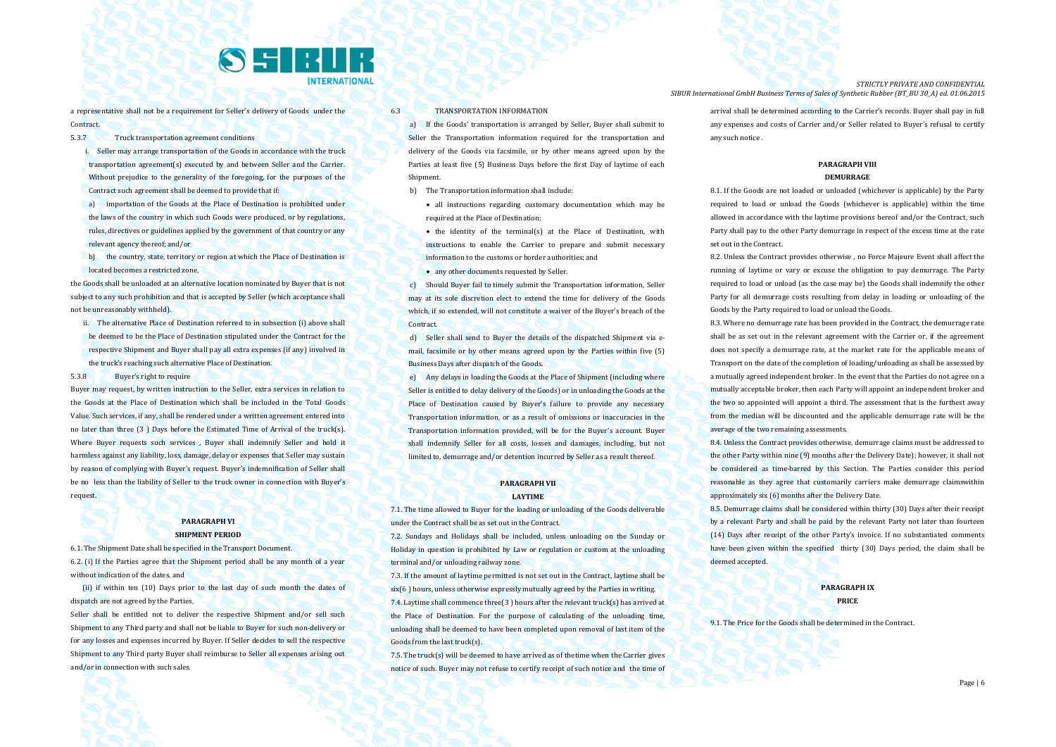a representative shall not be a requirement for Seller's delivery of Goods under the Contract.

5.3.7 Truck transportation agreement conditions

i. Seller may arrange transportation of the Goods in accordance with the truck transportation agreement(s) executed by and between Seller and the Carrier. Without prejudice to the generality of the foregoing, for the purposes of the Contract such agreement shall be deemed to provide that if:

a) importation of the Goods at the Place of Destination is prohibited under the laws of the country in which such Goods were produced, or by regulations, rules, directives or guidelines applied by the government of that country or any relevant agency thereof; and/or

b) the country, state, territory or region at which the Place of Destination is located becomes a restricted zone,

the Goods shall be unloaded at an alternative location nominated by Buyer that is not subject to any such prohibition and that is accepted by Seller (which acceptance shall not be unreasonably withheld).

ii. The alternative Place of Destination referred to in subsection (i) above shall be deemed to be the Place of Destination stipulated under the Contract for the respective Shipment and Buyer shall pay all extra expenses (if any) involved in the truck's reaching such alternative Place of Destination.

5.3.8 Buyer's right to require

Buyer may request, by written instruction to the Seller, extra services in relation to the Goods at the Place of Destination which shall be included in the Total Goods Value. Such services, if any, shall be rendered under a written agreement entered into no later than three (3 ) Days before the Estimated Time of Arrival of the truck(s). Where Buyer requests such services , Buyer shall indemnify Seller and hold it harmless against any liability, loss, damage, delay or expenses that Seller may sustain by reason of complying with Buyer's request. Buyer's indemnification of Seller shall be no less than the liability of Seller to the truck owner in connection with Buyer's request.

## PARAGRAPH VI
## SHIPMENT PERIOD

6.1. The Shipment Date shall be specified in the Transport Document.

6.2. (i) If the Parties agree that the Shipment period shall be any month of a year without indication of the dates, and

(ii) if within ten (10) Days prior to the last day of such month the dates of dispatch are not agreed by the Parties,

Seller shall be entitled not to deliver the respective Shipment and/or sell such Shipment to any Third party and shall not be liable to Buyer for such non-delivery or for any losses and expenses incurred by Buyer. If Seller decides to sell the respective Shipment to any Third party Buyer shall reimburse to Seller all expenses arising out and/or in connection with such sales.

6.3 TRANSPORTATION INFORMATION

a) If the Goods' transportation is arranged by Seller, Buyer shall submit to Seller the Transportation information required for the transportation and delivery of the Goods via facsimile, or by other means agreed upon by the Parties at least five (5) Business Days before the first Day of laytime of each Shipment.

b) The Transportation information shall include:

- all instructions regarding customary documentation which may be required at the Place of Destination;
- the identity of the terminal(s) at the Place of Destination, with instructions to enable the Carrier to prepare and submit necessary information to the customs or border authorities; and
- any other documents requested by Seller.

c) Should Buyer fail to timely submit the Transportation information, Seller may at its sole discretion elect to extend the time for delivery of the Goods which, if so extended, will not constitute a waiver of the Buyer's breach of the Contract.

d) Seller shall send to Buyer the details of the dispatched Shipment via e-mail, facsimile or by other means agreed upon by the Parties within five (5) Business Days after dispatch of the Goods.

e) Any delays in loading the Goods at the Place of Shipment (including where Seller is entitled to delay delivery of the Goods) or in unloading the Goods at the Place of Destination caused by Buyer's failure to provide any necessary Transportation information, or as a result of omissions or inaccuracies in the Transportation information provided, will be for the Buyer's account. Buyer shall indemnify Seller for all costs, losses and damages, including, but not limited to, demurrage and/or detention incurred by Seller as a result thereof.

## PARAGRAPH VII
## LAYTIME

7.1. The time allowed to Buyer for the loading or unloading of the Goods deliverable under the Contract shall be as set out in the Contract.

7.2. Sundays and Holidays shall be included, unless unloading on the Sunday or Holiday in question is prohibited by Law or regulation or custom at the unloading terminal and/or unloading railway zone.

7.3. If the amount of laytime permitted is not set out in the Contract, laytime shall be six(6 ) hours, unless otherwise expressly mutually agreed by the Parties in writing.

7.4. Laytime shall commence three(3 ) hours after the relevant truck(s) has arrived at the Place of Destination. For the purpose of calculating of the unloading time, unloading shall be deemed to have been completed upon removal of last item of the Goods from the last truck(s).

7.5. The truck(s) will be deemed to have arrived as of the time when the Carrier gives notice of such. Buyer may not refuse to certify receipt of such notice and the time of arrival shall be determined according to the Carrier's records. Buyer shall pay in full any expenses and costs of Carrier and/or Seller related to Buyer's refusal to certify any such notice .

## PARAGRAPH VIII
## DEMURRAGE

8.1. If the Goods are not loaded or unloaded (whichever is applicable) by the Party required to load or unload the Goods (whichever is applicable) within the time allowed in accordance with the laytime provisions hereof and/or the Contract, such Party shall pay to the other Party demurrage in respect of the excess time at the rate set out in the Contract.

8.2. Unless the Contract provides otherwise , no Force Majeure Event shall affect the running of laytime or vary or excuse the obligation to pay demurrage. The Party required to load or unload (as the case may be) the Goods shall indemnify the other Party for all demurrage costs resulting from delay in loading or unloading of the Goods by the Party required to load or unload the Goods.

8.3. Where no demurrage rate has been provided in the Contract, the demurrage rate shall be as set out in the relevant agreement with the Carrier or, if the agreement does not specify a demurrage rate, at the market rate for the applicable means of Transport on the date of the completion of loading/unloading as shall be assessed by a mutually agreed independent broker. In the event that the Parties do not agree on a mutually acceptable broker, then each Party will appoint an independent broker and the two so appointed will appoint a third. The assessment that is the furthest away from the median will be discounted and the applicable demurrage rate will be the average of the two remaining assessments.

8.4. Unless the Contract provides otherwise, demurrage claims must be addressed to the other Party within nine (9) months after the Delivery Date); however, it shall not be considered as time-barred by this Section. The Parties consider this period reasonable as they agree that customarily carriers make demurrage claimswithin approximately six (6) months after the Delivery Date.

8.5. Demurrage claims shall be considered within thirty (30) Days after their receipt by a relevant Party and shall be paid by the relevant Party not later than fourteen (14) Days after receipt of the other Party's invoice. If no substantiated comments have been given within the specified thirty (30) Days period, the claim shall be deemed accepted.

## PARAGRAPH IX
## PRICE

9.1. The Price for the Goods shall be determined in the Contract.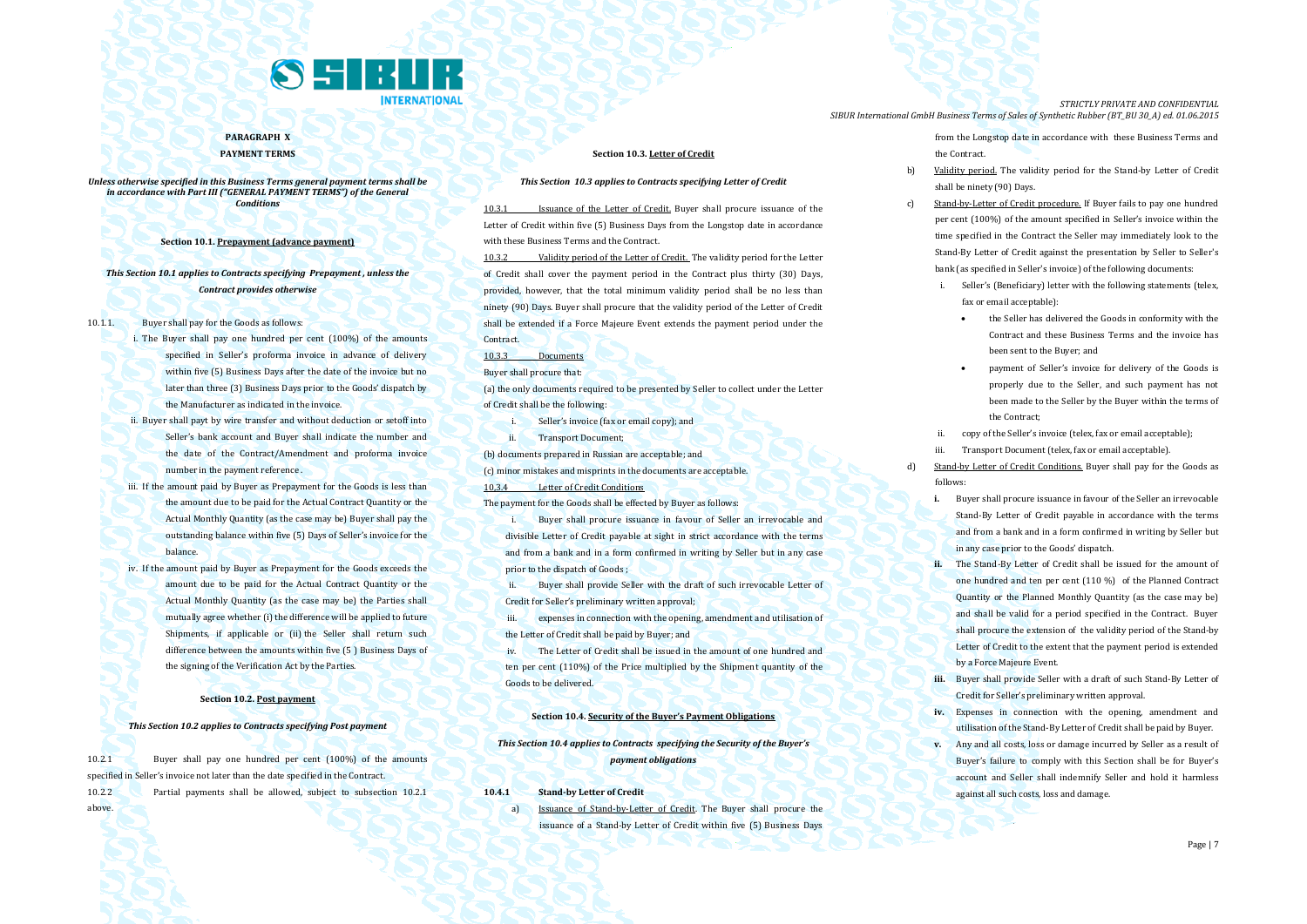**PARAGRAPH X**

**PAYMENT TERMS**

***Unless otherwise specified in this Business Terms general payment terms shall be in accordance with Part III ("GENERAL PAYMENT TERMS") of the General Conditions***

**Section 10.1. Prepayment (advance payment)**

***This Section 10.1 applies to Contracts specifying Prepayment , unless the Contract provides otherwise***

10.1.1. Buyer shall pay for the Goods as follows:

i. The Buyer shall pay one hundred per cent (100%) of the amounts specified in Seller's proforma invoice in advance of delivery within five (5) Business Days after the date of the invoice but no later than three (3) Business Days prior to the Goods' dispatch by the Manufacturer as indicated in the invoice.

ii. Buyer shall payt by wire transfer and without deduction or setoff into Seller's bank account and Buyer shall indicate the number and the date of the Contract/Amendment and proforma invoice number in the payment reference .

iii. If the amount paid by Buyer as Prepayment for the Goods is less than the amount due to be paid for the Actual Contract Quantity or the Actual Monthly Quantity (as the case may be) Buyer shall pay the outstanding balance within five (5) Days of Seller's invoice for the balance.

iv. If the amount paid by Buyer as Prepayment for the Goods exceeds the amount due to be paid for the Actual Contract Quantity or the Actual Monthly Quantity (as the case may be) the Parties shall mutually agree whether (i) the difference will be applied to future Shipments, if applicable or (ii) the Seller shall return such difference between the amounts within five (5 ) Business Days of the signing of the Verification Act by the Parties.

**Section 10.2. Post payment**

***This Section 10.2 applies to Contracts specifying Post payment***

10.2.1 Buyer shall pay one hundred per cent (100%) of the amounts specified in Seller's invoice not later than the date specified in the Contract.

10.2.2 Partial payments shall be allowed, subject to subsection 10.2.1 above.

**Section 10.3. Letter of Credit**

***This Section 10.3 applies to Contracts specifying Letter of Credit***

10.3.1 Issuance of the Letter of Credit. Buyer shall procure issuance of the Letter of Credit within five (5) Business Days from the Longstop date in accordance with these Business Terms and the Contract.

10.3.2 Validity period of the Letter of Credit. The validity period for the Letter of Credit shall cover the payment period in the Contract plus thirty (30) Days, provided, however, that the total minimum validity period shall be no less than ninety (90) Days. Buyer shall procure that the validity period of the Letter of Credit shall be extended if a Force Majeure Event extends the payment period under the Contract.

10.3.3 Documents

Buyer shall procure that:

(a) the only documents required to be presented by Seller to collect under the Letter of Credit shall be the following:

i. Seller's invoice (fax or email copy); and

ii. Transport Document;

(b) documents prepared in Russian are acceptable; and

(c) minor mistakes and misprints in the documents are acceptable.

10.3.4 Letter of Credit Conditions

The payment for the Goods shall be effected by Buyer as follows:

i. Buyer shall procure issuance in favour of Seller an irrevocable and divisible Letter of Credit payable at sight in strict accordance with the terms and from a bank and in a form confirmed in writing by Seller but in any case prior to the dispatch of Goods ;

ii. Buyer shall provide Seller with the draft of such irrevocable Letter of Credit for Seller's preliminary written approval;

iii. expenses in connection with the opening, amendment and utilisation of the Letter of Credit shall be paid by Buyer; and

iv. The Letter of Credit shall be issued in the amount of one hundred and ten per cent (110%) of the Price multiplied by the Shipment quantity of the Goods to be delivered.

**Section 10.4. Security of the Buyer's Payment Obligations**

***This Section 10.4 applies to Contracts specifying the Security of the Buyer's payment obligations***

**10.4.1 Stand-by Letter of Credit**

a) Issuance of Stand-by-Letter of Credit. The Buyer shall procure the issuance of a Stand-by Letter of Credit within five (5) Business Days from the Longstop date in accordance with these Business Terms and the Contract.

b) Validity period. The validity period for the Stand-by Letter of Credit shall be ninety (90) Days.

c) Stand-by-Letter of Credit procedure. If Buyer fails to pay one hundred per cent (100%) of the amount specified in Seller's invoice within the time specified in the Contract the Seller may immediately look to the Stand-By Letter of Credit against the presentation by Seller to Seller's bank (as specified in Seller's invoice) of the following documents:

i. Seller's (Beneficiary) letter with the following statements (telex, fax or email acceptable):

- the Seller has delivered the Goods in conformity with the Contract and these Business Terms and the invoice has been sent to the Buyer; and
- payment of Seller's invoice for delivery of the Goods is properly due to the Seller, and such payment has not been made to the Seller by the Buyer within the terms of the Contract;

ii. copy of the Seller's invoice (telex, fax or email acceptable);

iii. Transport Document (telex, fax or email acceptable).

d) Stand-by Letter of Credit Conditions. Buyer shall pay for the Goods as follows:

**i.** Buyer shall procure issuance in favour of the Seller an irrevocable Stand-By Letter of Credit payable in accordance with the terms and from a bank and in a form confirmed in writing by Seller but in any case prior to the Goods' dispatch.

**ii.** The Stand-By Letter of Credit shall be issued for the amount of one hundred and ten per cent (110 %) of the Planned Contract Quantity or the Planned Monthly Quantity (as the case may be) and shall be valid for a period specified in the Contract. Buyer shall procure the extension of the validity period of the Stand-by Letter of Credit to the extent that the payment period is extended by a Force Majeure Event.

**iii.** Buyer shall provide Seller with a draft of such Stand-By Letter of Credit for Seller's preliminary written approval.

**iv.** Expenses in connection with the opening, amendment and utilisation of the Stand-By Letter of Credit shall be paid by Buyer.

**v.** Any and all costs, loss or damage incurred by Seller as a result of Buyer's failure to comply with this Section shall be for Buyer's account and Seller shall indemnify Seller and hold it harmless against all such costs, loss and damage.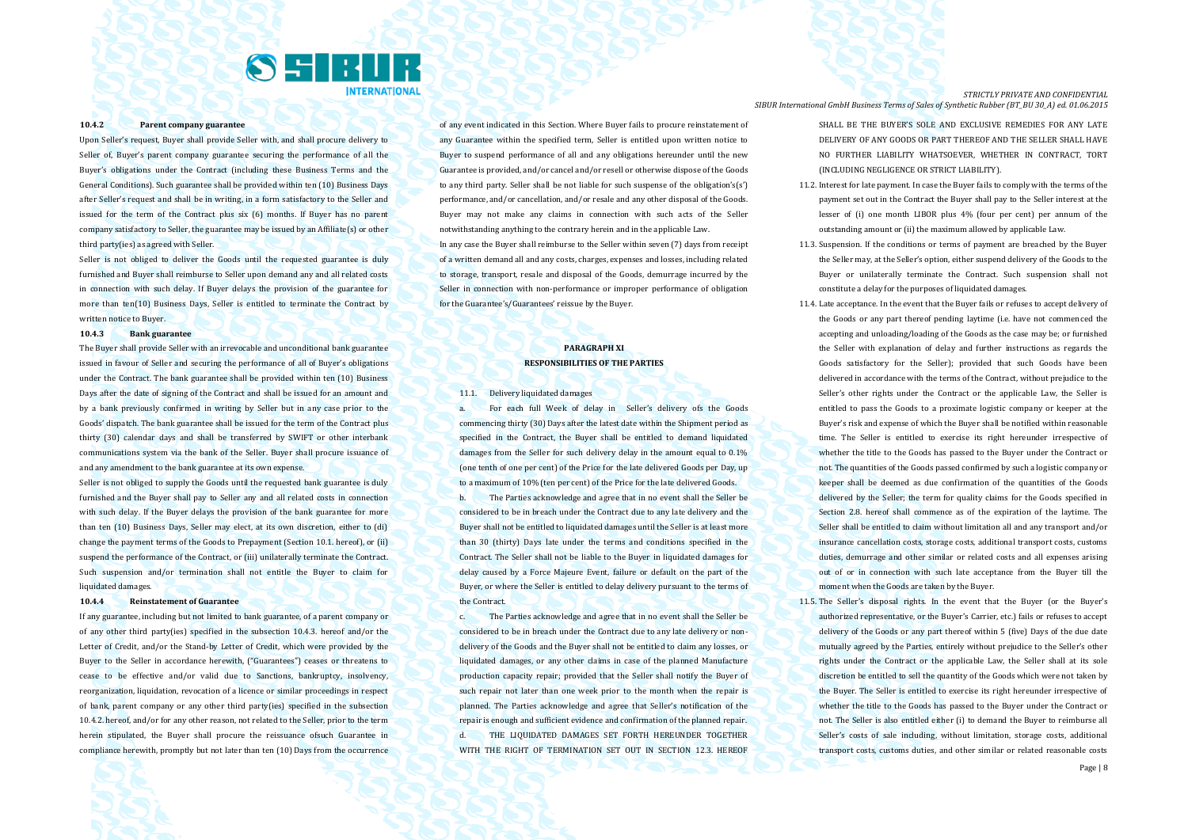#### 10.4.2 Parent company guarantee

Upon Seller's request, Buyer shall provide Seller with, and shall procure delivery to Seller of, Buyer's parent company guarantee securing the performance of all the Buyer's obligations under the Contract (including these Business Terms and the General Conditions). Such guarantee shall be provided within ten (10) Business Days after Seller's request and shall be in writing, in a form satisfactory to the Seller and issued for the term of the Contract plus six (6) months. If Buyer has no parent company satisfactory to Seller, the guarantee may be issued by an Affiliate(s) or other third party(ies) as agreed with Seller.

Seller is not obliged to deliver the Goods until the requested guarantee is duly furnished and Buyer shall reimburse to Seller upon demand any and all related costs in connection with such delay. If Buyer delays the provision of the guarantee for more than ten(10) Business Days, Seller is entitled to terminate the Contract by written notice to Buyer.

#### 10.4.3 Bank guarantee

The Buyer shall provide Seller with an irrevocable and unconditional bank guarantee issued in favour of Seller and securing the performance of all of Buyer's obligations under the Contract. The bank guarantee shall be provided within ten (10) Business Days after the date of signing of the Contract and shall be issued for an amount and by a bank previously confirmed in writing by Seller but in any case prior to the Goods' dispatch. The bank guarantee shall be issued for the term of the Contract plus thirty (30) calendar days and shall be transferred by SWIFT or other interbank communications system via the bank of the Seller. Buyer shall procure issuance of and any amendment to the bank guarantee at its own expense.

Seller is not obliged to supply the Goods until the requested bank guarantee is duly furnished and the Buyer shall pay to Seller any and all related costs in connection with such delay. If the Buyer delays the provision of the bank guarantee for more than ten (10) Business Days, Seller may elect, at its own discretion, either to (di) change the payment terms of the Goods to Prepayment (Section 10.1. hereof), or (ii) suspend the performance of the Contract, or (iii) unilaterally terminate the Contract. Such suspension and/or termination shall not entitle the Buyer to claim for liquidated damages.

#### 10.4.4 Reinstatement of Guarantee

If any guarantee, including but not limited to bank guarantee, of a parent company or of any other third party(ies) specified in the subsection 10.4.3. hereof and/or the Letter of Credit, and/or the Stand-by Letter of Credit, which were provided by the Buyer to the Seller in accordance herewith, ("Guarantees") ceases or threatens to cease to be effective and/or valid due to Sanctions, bankruptcy, insolvency, reorganization, liquidation, revocation of a licence or similar proceedings in respect of bank, parent company or any other third party(ies) specified in the subsection 10.4.2. hereof, and/or for any other reason, not related to the Seller, prior to the term herein stipulated, the Buyer shall procure the reissuance ofsuch Guarantee in compliance herewith, promptly but not later than ten (10) Days from the occurrence of any event indicated in this Section. Where Buyer fails to procure reinstatement of any Guarantee within the specified term, Seller is entitled upon written notice to Buyer to suspend performance of all and any obligations hereunder until the new Guarantee is provided, and/or cancel and/or resell or otherwise dispose of the Goods to any third party. Seller shall be not liable for such suspense of the obligation's(s') performance, and/or cancellation, and/or resale and any other disposal of the Goods. Buyer may not make any claims in connection with such acts of the Seller notwithstanding anything to the contrary herein and in the applicable Law.

In any case the Buyer shall reimburse to the Seller within seven (7) days from receipt of a written demand all and any costs, charges, expenses and losses, including related to storage, transport, resale and disposal of the Goods, demurrage incurred by the Seller in connection with non-performance or improper performance of obligation for the Guarantee's/Guarantees' reissue by the Buyer.

## PARAGRAPH XI
## RESPONSIBILITIES OF THE PARTIES

11.1. Delivery liquidated damages

a. For each full Week of delay in Seller's delivery ofs the Goods commencing thirty (30) Days after the latest date within the Shipment period as specified in the Contract, the Buyer shall be entitled to demand liquidated damages from the Seller for such delivery delay in the amount equal to 0.1% (one tenth of one per cent) of the Price for the late delivered Goods per Day, up to a maximum of 10% (ten per cent) of the Price for the late delivered Goods.

b. The Parties acknowledge and agree that in no event shall the Seller be considered to be in breach under the Contract due to any late delivery and the Buyer shall not be entitled to liquidated damages until the Seller is at least more than 30 (thirty) Days late under the terms and conditions specified in the Contract. The Seller shall not be liable to the Buyer in liquidated damages for delay caused by a Force Majeure Event, failure or default on the part of the Buyer, or where the Seller is entitled to delay delivery pursuant to the terms of the Contract.

c. The Parties acknowledge and agree that in no event shall the Seller be considered to be in breach under the Contract due to any late delivery or non-delivery of the Goods and the Buyer shall not be entitled to claim any losses, or liquidated damages, or any other claims in case of the planned Manufacture production capacity repair; provided that the Seller shall notify the Buyer of such repair not later than one week prior to the month when the repair is planned. The Parties acknowledge and agree that Seller's notification of the repair is enough and sufficient evidence and confirmation of the planned repair.

d. THE LIQUIDATED DAMAGES SET FORTH HEREUNDER TOGETHER WITH THE RIGHT OF TERMINATION SET OUT IN SECTION 12.3. HEREOF SHALL BE THE BUYER'S SOLE AND EXCLUSIVE REMEDIES FOR ANY LATE DELIVERY OF ANY GOODS OR PART THEREOF AND THE SELLER SHALL HAVE NO FURTHER LIABILITY WHATSOEVER, WHETHER IN CONTRACT, TORT (INCLUDING NEGLIGENCE OR STRICT LIABILITY).

11.2. Interest for late payment. In case the Buyer fails to comply with the terms of the payment set out in the Contract the Buyer shall pay to the Seller interest at the lesser of (i) one month LIBOR plus 4% (four per cent) per annum of the outstanding amount or (ii) the maximum allowed by applicable Law.

11.3. Suspension. If the conditions or terms of payment are breached by the Buyer the Seller may, at the Seller's option, either suspend delivery of the Goods to the Buyer or unilaterally terminate the Contract. Such suspension shall not constitute a delay for the purposes of liquidated damages.

11.4. Late acceptance. In the event that the Buyer fails or refuses to accept delivery of the Goods or any part thereof pending laytime (i.e. have not commenced the accepting and unloading/loading of the Goods as the case may be; or furnished the Seller with explanation of delay and further instructions as regards the Goods satisfactory for the Seller); provided that such Goods have been delivered in accordance with the terms of the Contract, without prejudice to the Seller's other rights under the Contract or the applicable Law, the Seller is entitled to pass the Goods to a proximate logistic company or keeper at the Buyer's risk and expense of which the Buyer shall be notified within reasonable time. The Seller is entitled to exercise its right hereunder irrespective of whether the title to the Goods has passed to the Buyer under the Contract or not. The quantities of the Goods passed confirmed by such a logistic company or keeper shall be deemed as due confirmation of the quantities of the Goods delivered by the Seller; the term for quality claims for the Goods specified in Section 2.8. hereof shall commence as of the expiration of the laytime. The Seller shall be entitled to claim without limitation all and any transport and/or insurance cancellation costs, storage costs, additional transport costs, customs duties, demurrage and other similar or related costs and all expenses arising out of or in connection with such late acceptance from the Buyer till the moment when the Goods are taken by the Buyer.

11.5. The Seller's disposal rights. In the event that the Buyer (or the Buyer's authorized representative, or the Buyer's Carrier, etc.) fails or refuses to accept delivery of the Goods or any part thereof within 5 (five) Days of the due date mutually agreed by the Parties, entirely without prejudice to the Seller's other rights under the Contract or the applicable Law, the Seller shall at its sole discretion be entitled to sell the quantity of the Goods which were not taken by the Buyer. The Seller is entitled to exercise its right hereunder irrespective of whether the title to the Goods has passed to the Buyer under the Contract or not. The Seller is also entitled either (i) to demand the Buyer to reimburse all Seller's costs of sale including, without limitation, storage costs, additional transport costs, customs duties, and other similar or related reasonable costs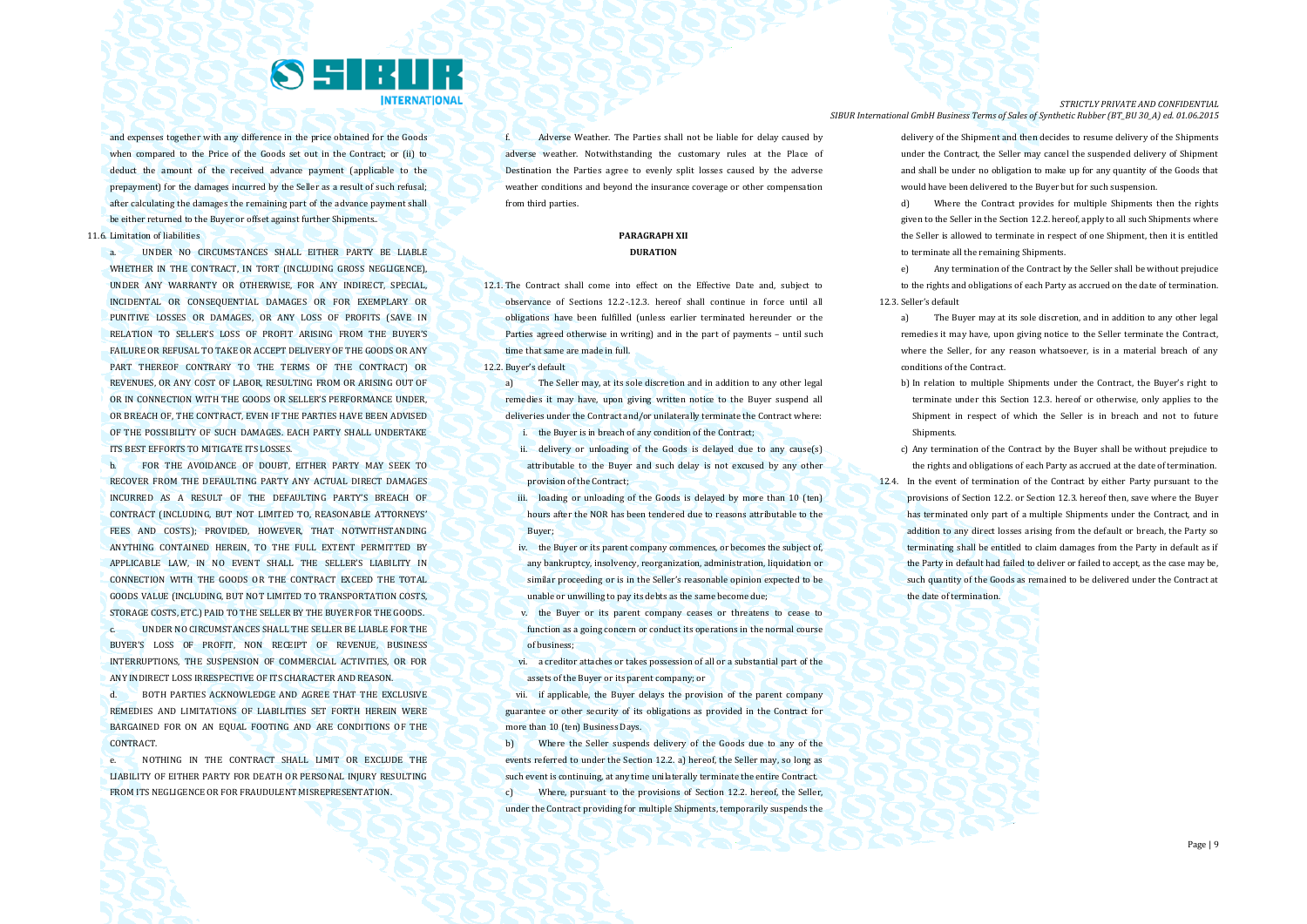and expenses together with any difference in the price obtained for the Goods when compared to the Price of the Goods set out in the Contract; or (ii) to deduct the amount of the received advance payment (applicable to the prepayment) for the damages incurred by the Seller as a result of such refusal; after calculating the damages the remaining part of the advance payment shall be either returned to the Buyer or offset against further Shipments.

11.6. Limitation of liabilities

a. UNDER NO CIRCUMSTANCES SHALL EITHER PARTY BE LIABLE WHETHER IN THE CONTRACT, IN TORT (INCLUDING GROSS NEGLIGENCE), UNDER ANY WARRANTY OR OTHERWISE, FOR ANY INDIRECT, SPECIAL, INCIDENTAL OR CONSEQUENTIAL DAMAGES OR FOR EXEMPLARY OR PUNITIVE LOSSES OR DAMAGES, OR ANY LOSS OF PROFITS (SAVE IN RELATION TO SELLER'S LOSS OF PROFIT ARISING FROM THE BUYER'S FAILURE OR REFUSAL TO TAKE OR ACCEPT DELIVERY OF THE GOODS OR ANY PART THEREOF CONTRARY TO THE TERMS OF THE CONTRACT) OR REVENUES, OR ANY COST OF LABOR, RESULTING FROM OR ARISING OUT OF OR IN CONNECTION WITH THE GOODS OR SELLER'S PERFORMANCE UNDER, OR BREACH OF, THE CONTRACT, EVEN IF THE PARTIES HAVE BEEN ADVISED OF THE POSSIBILITY OF SUCH DAMAGES. EACH PARTY SHALL UNDERTAKE ITS BEST EFFORTS TO MITIGATE ITS LOSSES.

b. FOR THE AVOIDANCE OF DOUBT, EITHER PARTY MAY SEEK TO RECOVER FROM THE DEFAULTING PARTY ANY ACTUAL DIRECT DAMAGES INCURRED AS A RESULT OF THE DEFAULTING PARTY'S BREACH OF CONTRACT (INCLUDING, BUT NOT LIMITED TO, REASONABLE ATTORNEYS' FEES AND COSTS); PROVIDED, HOWEVER, THAT NOTWITHSTANDING ANYTHING CONTAINED HEREIN, TO THE FULL EXTENT PERMITTED BY APPLICABLE LAW, IN NO EVENT SHALL THE SELLER'S LIABILITY IN CONNECTION WITH THE GOODS OR THE CONTRACT EXCEED THE TOTAL GOODS VALUE (INCLUDING, BUT NOT LIMITED TO TRANSPORTATION COSTS, STORAGE COSTS, ETC.) PAID TO THE SELLER BY THE BUYER FOR THE GOODS.

c. UNDER NO CIRCUMSTANCES SHALL THE SELLER BE LIABLE FOR THE BUYER'S LOSS OF PROFIT, NON RECEIPT OF REVENUE, BUSINESS INTERRUPTIONS, THE SUSPENSION OF COMMERCIAL ACTIVITIES, OR FOR ANY INDIRECT LOSS IRRESPECTIVE OF ITS CHARACTER AND REASON.

d. BOTH PARTIES ACKNOWLEDGE AND AGREE THAT THE EXCLUSIVE REMEDIES AND LIMITATIONS OF LIABILITIES SET FORTH HEREIN WERE BARGAINED FOR ON AN EQUAL FOOTING AND ARE CONDITIONS OF THE CONTRACT.

e. NOTHING IN THE CONTRACT SHALL LIMIT OR EXCLUDE THE LIABILITY OF EITHER PARTY FOR DEATH OR PERSONAL INJURY RESULTING FROM ITS NEGLIGENCE OR FOR FRAUDULENT MISREPRESENTATION.

f. Adverse Weather. The Parties shall not be liable for delay caused by adverse weather. Notwithstanding the customary rules at the Place of Destination the Parties agree to evenly split losses caused by the adverse weather conditions and beyond the insurance coverage or other compensation from third parties.

## PARAGRAPH XII
## DURATION

12.1. The Contract shall come into effect on the Effective Date and, subject to observance of Sections 12.2 -12.3. hereof shall continue in force until all obligations have been fulfilled (unless earlier terminated hereunder or the Parties agreed otherwise in writing) and in the part of payments – until such time that same are made in full.

12.2. Buyer's default

a) The Seller may, at its sole discretion and in addition to any other legal remedies it may have, upon giving written notice to the Buyer suspend all deliveries under the Contract and/or unilaterally terminate the Contract where:

i. the Buyer is in breach of any condition of the Contract;

ii. delivery or unloading of the Goods is delayed due to any cause(s) attributable to the Buyer and such delay is not excused by any other provision of the Contract;

iii. loading or unloading of the Goods is delayed by more than 10 (ten) hours after the NOR has been tendered due to reasons attributable to the Buyer;

iv. the Buyer or its parent company commences, or becomes the subject of, any bankruptcy, insolvency, reorganization, administration, liquidation or similar proceeding or is in the Seller's reasonable opinion expected to be unable or unwilling to pay its debts as the same become due;

v. the Buyer or its parent company ceases or threatens to cease to function as a going concern or conduct its operations in the normal course of business;

vi. a creditor attaches or takes possession of all or a substantial part of the assets of the Buyer or its parent company; or

vii. if applicable, the Buyer delays the provision of the parent company guarantee or other security of its obligations as provided in the Contract for more than 10 (ten) Business Days.

b) Where the Seller suspends delivery of the Goods due to any of the events referred to under the Section 12.2. a) hereof, the Seller may, so long as such event is continuing, at any time unilaterally terminate the entire Contract.

c) Where, pursuant to the provisions of Section 12.2. hereof, the Seller, under the Contract providing for multiple Shipments, temporarily suspends the delivery of the Shipment and then decides to resume delivery of the Shipments under the Contract, the Seller may cancel the suspended delivery of Shipment and shall be under no obligation to make up for any quantity of the Goods that would have been delivered to the Buyer but for such suspension.

d) Where the Contract provides for multiple Shipments then the rights given to the Seller in the Section 12.2. hereof, apply to all such Shipments where the Seller is allowed to terminate in respect of one Shipment, then it is entitled to terminate all the remaining Shipments.

e) Any termination of the Contract by the Seller shall be without prejudice to the rights and obligations of each Party as accrued on the date of termination.

12.3. Seller's default

a) The Buyer may at its sole discretion, and in addition to any other legal remedies it may have, upon giving notice to the Seller terminate the Contract, where the Seller, for any reason whatsoever, is in a material breach of any conditions of the Contract.

b) In relation to multiple Shipments under the Contract, the Buyer's right to terminate under this Section 12.3. hereof or otherwise, only applies to the Shipment in respect of which the Seller is in breach and not to future Shipments.

c) Any termination of the Contract by the Buyer shall be without prejudice to the rights and obligations of each Party as accrued at the date of termination.

12.4. In the event of termination of the Contract by either Party pursuant to the provisions of Section 12.2. or Section 12.3. hereof then, save where the Buyer has terminated only part of a multiple Shipments under the Contract, and in addition to any direct losses arising from the default or breach, the Party so terminating shall be entitled to claim damages from the Party in default as if the Party in default had failed to deliver or failed to accept, as the case may be, such quantity of the Goods as remained to be delivered under the Contract at the date of termination.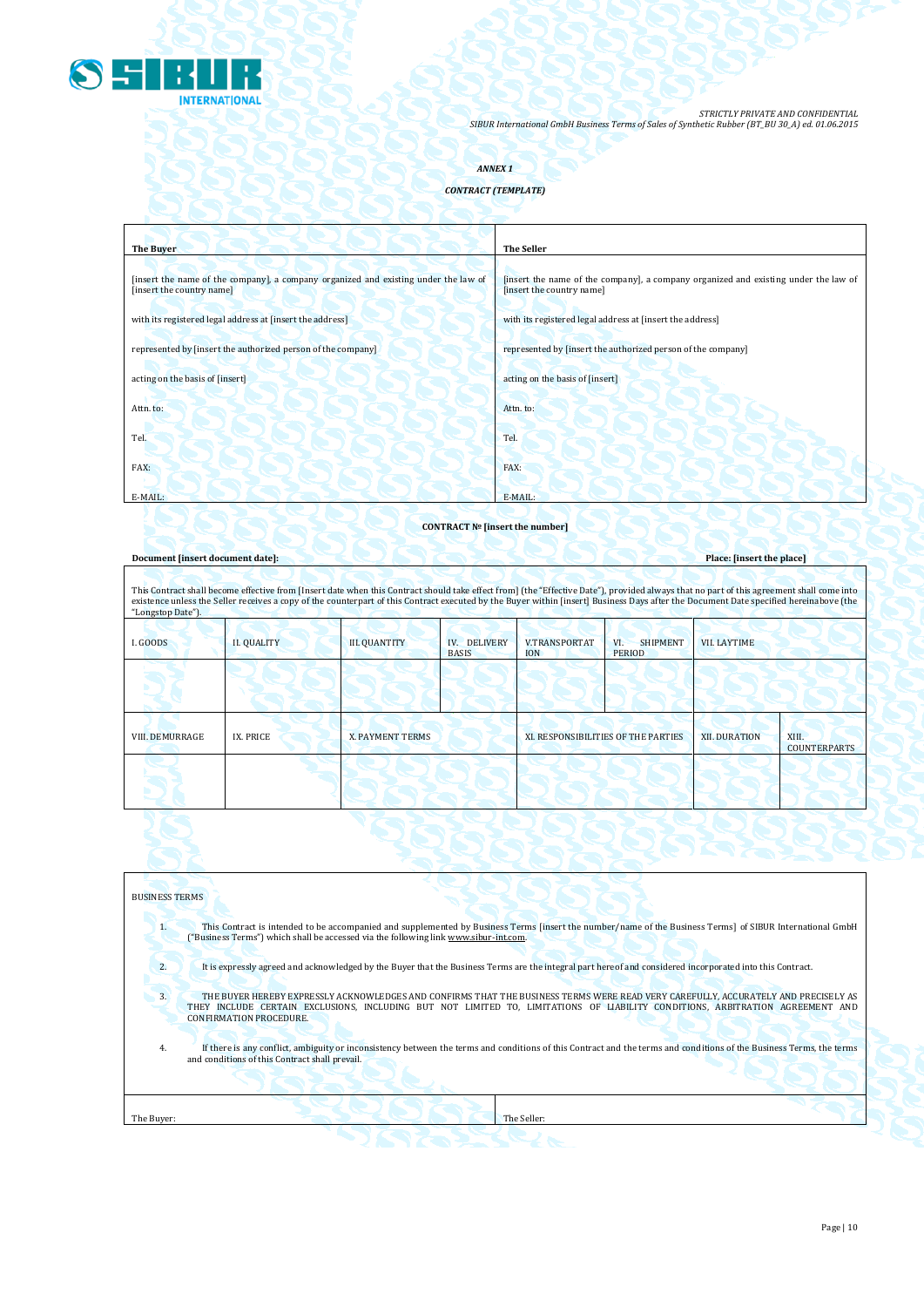*ANNEX 1*

***CONTRACT (TEMPLATE)***

| **The Buyer** | **The Seller** |
|---|---|
| [insert the name of the company], a company organized and existing under the law of [insert the country name] | [insert the name of the company], a company organized and existing under the law of [insert the country name] |
| with its registered legal address at [insert the address] | with its registered legal address at [insert the address] |
| represented by [insert the authorized person of the company] | represented by [insert the authorized person of the company] |
| acting on the basis of [insert] | acting on the basis of [insert] |
| Attn. to: | Attn. to: |
| Tel. | Tel. |
| FAX: | FAX: |
| E-MAIL: | E-MAIL: |

**CONTRACT № [insert the number]**

**Document [insert document date]:** **Place: [insert the place]**

This Contract shall become effective from [Insert date when this Contract should take effect from] (the "Effective Date"), provided always that no part of this agreement shall come into existence unless the Seller receives a copy of the counterpart of this Contract executed by the Buyer within [insert] Business Days after the Document Date specified hereinabove (the "Longstop Date").

| I. GOODS | II. QUALITY | III. QUANTITY | IV. DELIVERY BASIS | V.TRANSPORTATION | VI. SHIPMENT PERIOD | VII. LAYTIME |
|---|---|---|---|---|---|---|
| | | | | | | |

| VIII. DEMURRAGE | IX. PRICE | X. PAYMENT TERMS | XI. RESPONSIBILITIES OF THE PARTIES | XII. DURATION | XIII. COUNTERPARTS |
|---|---|---|---|---|---|
| | | | | | |

BUSINESS TERMS

1. This Contract is intended to be accompanied and supplemented by Business Terms [insert the number/name of the Business Terms] of SIBUR International GmbH ("Business Terms") which shall be accessed via the following link www.sibur-int.com.

2. It is expressly agreed and acknowledged by the Buyer that the Business Terms are the integral part hereof and considered incorporated into this Contract.

3. THE BUYER HEREBY EXPRESSLY ACKNOWLEDGES AND CONFIRMS THAT THE BUSINESS TERMS WERE READ VERY CAREFULLY, ACCURATELY AND PRECISELY AS THEY INCLUDE CERTAIN EXCLUSIONS, INCLUDING BUT NOT LIMITED TO, LIMITATIONS OF LIABILITY CONDITIONS, ARBITRATION AGREEMENT AND CONFIRMATION PROCEDURE.

4. If there is any conflict, ambiguity or inconsistency between the terms and conditions of this Contract and the terms and conditions of the Business Terms, the terms and conditions of this Contract shall prevail.

| The Buyer: | The Seller: |
|---|---|